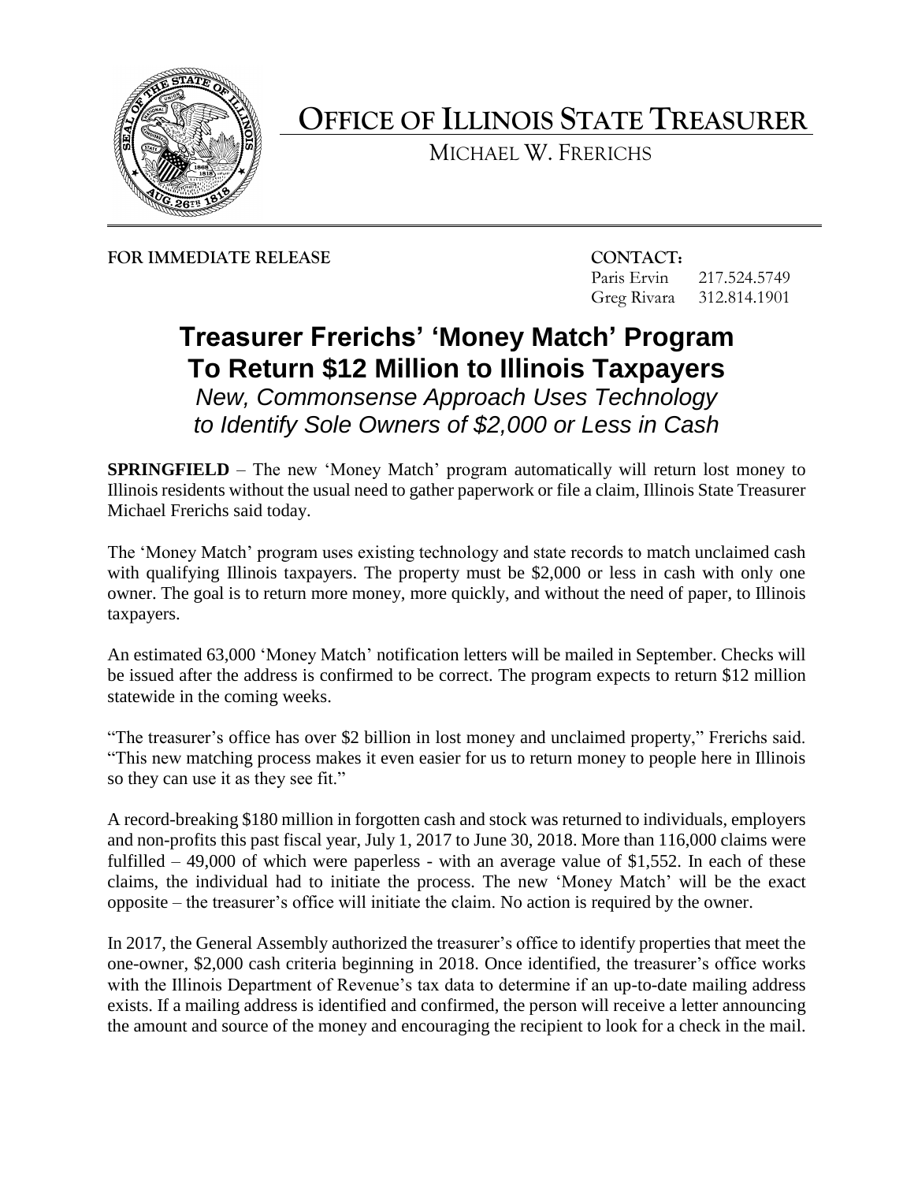# OFFICE OF ILLINOIS STATE TREASURER

MICHAEL W. FRERICHS

**FOR IMMEDIATE RELEASE**

**CONTACT:**
Paris Ervin 217.524.5749
Greg Rivara 312.814.1901

## Treasurer Frerichs' 'Money Match' Program To Return $12 Million to Illinois Taxpayers

*New, Commonsense Approach Uses Technology to Identify Sole Owners of $2,000 or Less in Cash*

**SPRINGFIELD** – The new 'Money Match' program automatically will return lost money to Illinois residents without the usual need to gather paperwork or file a claim, Illinois State Treasurer Michael Frerichs said today.

The 'Money Match' program uses existing technology and state records to match unclaimed cash with qualifying Illinois taxpayers. The property must be $2,000 or less in cash with only one owner. The goal is to return more money, more quickly, and without the need of paper, to Illinois taxpayers.

An estimated 63,000 'Money Match' notification letters will be mailed in September. Checks will be issued after the address is confirmed to be correct. The program expects to return $12 million statewide in the coming weeks.

"The treasurer's office has over $2 billion in lost money and unclaimed property," Frerichs said. "This new matching process makes it even easier for us to return money to people here in Illinois so they can use it as they see fit."

A record-breaking $180 million in forgotten cash and stock was returned to individuals, employers and non-profits this past fiscal year, July 1, 2017 to June 30, 2018. More than 116,000 claims were fulfilled – 49,000 of which were paperless - with an average value of $1,552. In each of these claims, the individual had to initiate the process. The new 'Money Match' will be the exact opposite – the treasurer's office will initiate the claim. No action is required by the owner.

In 2017, the General Assembly authorized the treasurer's office to identify properties that meet the one-owner, $2,000 cash criteria beginning in 2018. Once identified, the treasurer's office works with the Illinois Department of Revenue's tax data to determine if an up-to-date mailing address exists. If a mailing address is identified and confirmed, the person will receive a letter announcing the amount and source of the money and encouraging the recipient to look for a check in the mail.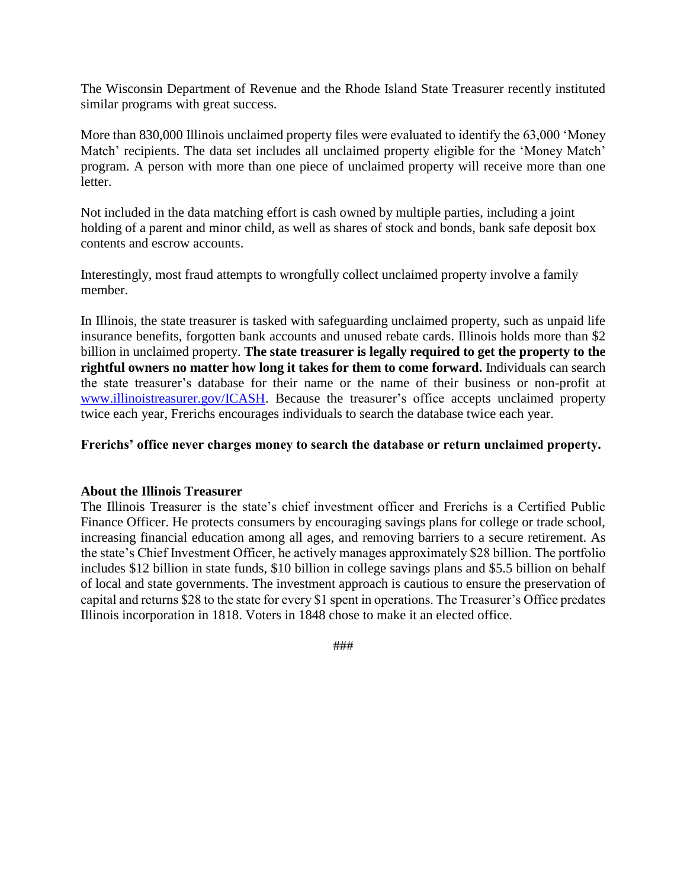The Wisconsin Department of Revenue and the Rhode Island State Treasurer recently instituted similar programs with great success.

More than 830,000 Illinois unclaimed property files were evaluated to identify the 63,000 'Money Match' recipients. The data set includes all unclaimed property eligible for the 'Money Match' program. A person with more than one piece of unclaimed property will receive more than one letter.

Not included in the data matching effort is cash owned by multiple parties, including a joint holding of a parent and minor child, as well as shares of stock and bonds, bank safe deposit box contents and escrow accounts.

Interestingly, most fraud attempts to wrongfully collect unclaimed property involve a family member.

In Illinois, the state treasurer is tasked with safeguarding unclaimed property, such as unpaid life insurance benefits, forgotten bank accounts and unused rebate cards. Illinois holds more than $2 billion in unclaimed property. **The state treasurer is legally required to get the property to the rightful owners no matter how long it takes for them to come forward.** Individuals can search the state treasurer's database for their name or the name of their business or non-profit at [www.illinoistreasurer.gov/ICASH](http://www.illinoistreasurer.gov/ICASH). Because the treasurer's office accepts unclaimed property twice each year, Frerichs encourages individuals to search the database twice each year.

**Frerichs' office never charges money to search the database or return unclaimed property.**

**About the Illinois Treasurer**

The Illinois Treasurer is the state's chief investment officer and Frerichs is a Certified Public Finance Officer. He protects consumers by encouraging savings plans for college or trade school, increasing financial education among all ages, and removing barriers to a secure retirement. As the state's Chief Investment Officer, he actively manages approximately $28 billion. The portfolio includes $12 billion in state funds, $10 billion in college savings plans and $5.5 billion on behalf of local and state governments. The investment approach is cautious to ensure the preservation of capital and returns $28 to the state for every $1 spent in operations. The Treasurer's Office predates Illinois incorporation in 1818. Voters in 1848 chose to make it an elected office.

###